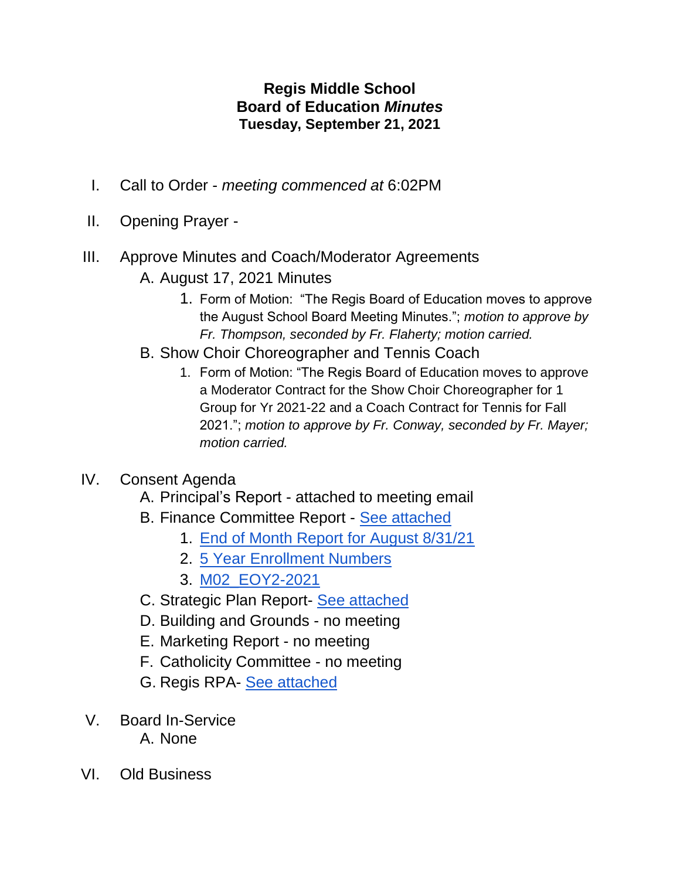**Regis Middle School**
**Board of Education *Minutes***
**Tuesday, September 21, 2021**

I. Call to Order - *meeting commenced at* 6:02PM

II. Opening Prayer -

III. Approve Minutes and Coach/Moderator Agreements

   A. August 17, 2021 Minutes

      1. Form of Motion: "The Regis Board of Education moves to approve the August School Board Meeting Minutes."; *motion to approve by Fr. Thompson, seconded by Fr. Flaherty; motion carried.*

   B. Show Choir Choreographer and Tennis Coach

      1. Form of Motion: "The Regis Board of Education moves to approve a Moderator Contract for the Show Choir Choreographer for 1 Group for Yr 2021-22 and a Coach Contract for Tennis for Fall 2021."; *motion to approve by Fr. Conway, seconded by Fr. Mayer; motion carried.*

IV. Consent Agenda

   A. Principal's Report - attached to meeting email

   B. Finance Committee Report - See attached

      1. End of Month Report for August 8/31/21
      2. 5 Year Enrollment Numbers
      3. M02_EOY2-2021

   C. Strategic Plan Report- See attached

   D. Building and Grounds - no meeting

   E. Marketing Report - no meeting

   F. Catholicity Committee - no meeting

   G. Regis RPA- See attached

V. Board In-Service

   A. None

VI. Old Business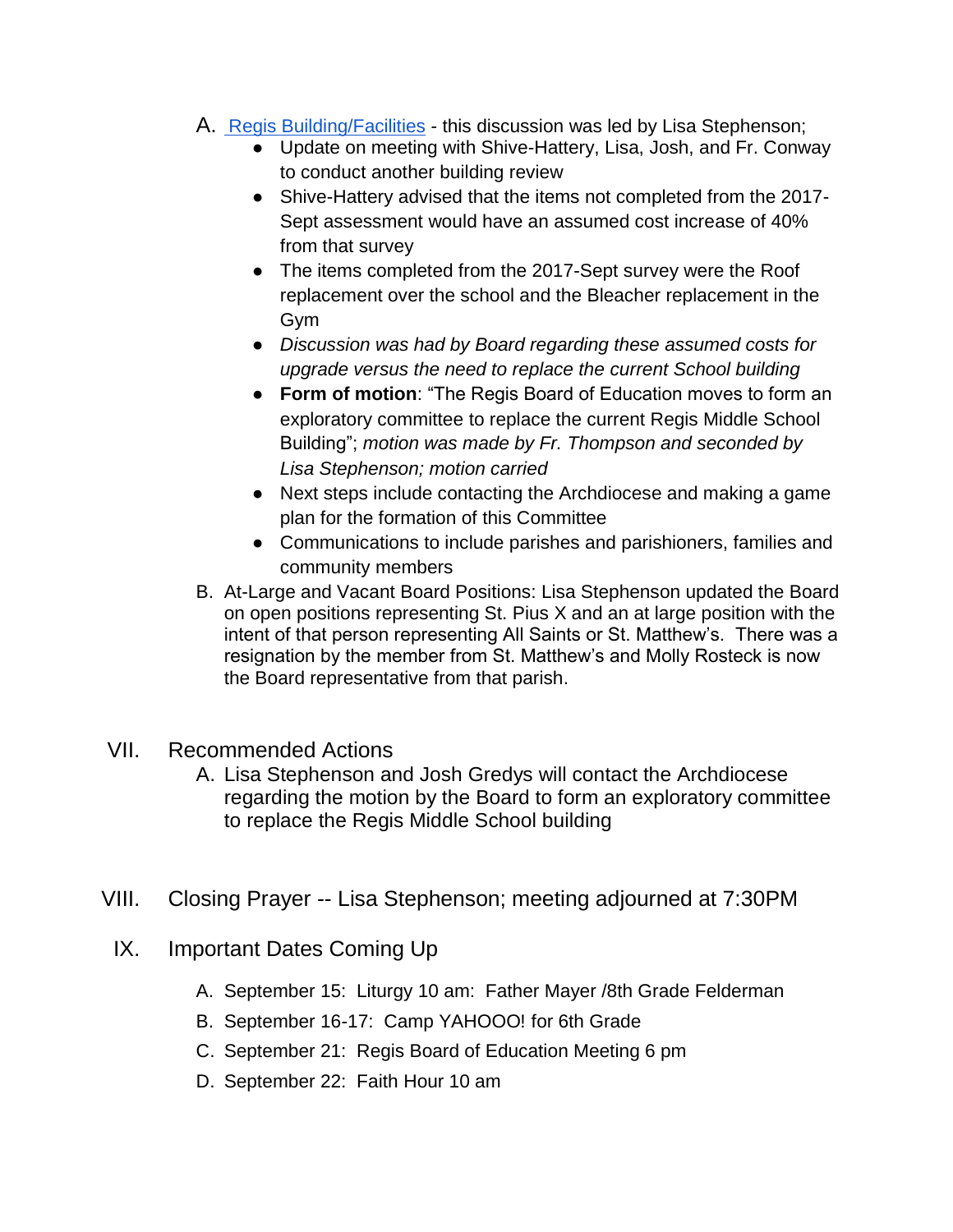A. [Regis Building/Facilities]() - this discussion was led by Lisa Stephenson;
   - Update on meeting with Shive-Hattery, Lisa, Josh, and Fr. Conway to conduct another building review
   - Shive-Hattery advised that the items not completed from the 2017-Sept assessment would have an assumed cost increase of 40% from that survey
   - The items completed from the 2017-Sept survey were the Roof replacement over the school and the Bleacher replacement in the Gym
   - *Discussion was had by Board regarding these assumed costs for upgrade versus the need to replace the current School building*
   - **Form of motion**: "The Regis Board of Education moves to form an exploratory committee to replace the current Regis Middle School Building"; *motion was made by Fr. Thompson and seconded by Lisa Stephenson; motion carried*
   - Next steps include contacting the Archdiocese and making a game plan for the formation of this Committee
   - Communications to include parishes and parishioners, families and community members

B. At-Large and Vacant Board Positions: Lisa Stephenson updated the Board on open positions representing St. Pius X and an at large position with the intent of that person representing All Saints or St. Matthew's. There was a resignation by the member from St. Matthew's and Molly Rosteck is now the Board representative from that parish.

VII. Recommended Actions

A. Lisa Stephenson and Josh Gredys will contact the Archdiocese regarding the motion by the Board to form an exploratory committee to replace the Regis Middle School building

VIII. Closing Prayer -- Lisa Stephenson; meeting adjourned at 7:30PM

IX. Important Dates Coming Up

A. September 15: Liturgy 10 am: Father Mayer /8th Grade Felderman
B. September 16-17: Camp YAHOOO! for 6th Grade
C. September 21: Regis Board of Education Meeting 6 pm
D. September 22: Faith Hour 10 am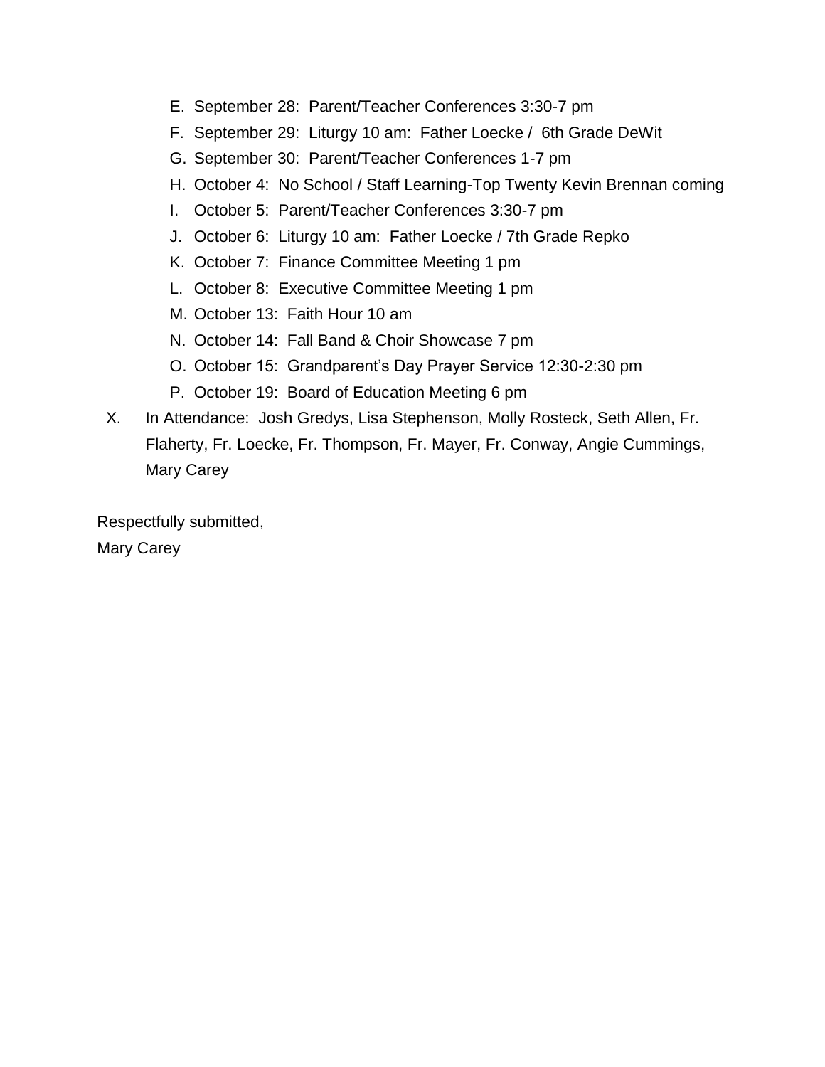E. September 28:  Parent/Teacher Conferences 3:30-7 pm
F. September 29:  Liturgy 10 am:  Father Loecke /  6th Grade DeWit
G. September 30:  Parent/Teacher Conferences 1-7 pm
H. October 4:  No School / Staff Learning-Top Twenty Kevin Brennan coming
I. October 5:  Parent/Teacher Conferences 3:30-7 pm
J. October 6:  Liturgy 10 am:  Father Loecke / 7th Grade Repko
K. October 7:  Finance Committee Meeting 1 pm
L. October 8:  Executive Committee Meeting 1 pm
M. October 13:  Faith Hour 10 am
N. October 14:  Fall Band & Choir Showcase 7 pm
O. October 15:  Grandparent's Day Prayer Service 12:30-2:30 pm
P. October 19:  Board of Education Meeting 6 pm

X. In Attendance:  Josh Gredys, Lisa Stephenson, Molly Rosteck, Seth Allen, Fr. Flaherty, Fr. Loecke, Fr. Thompson, Fr. Mayer, Fr. Conway, Angie Cummings, Mary Carey

Respectfully submitted,
Mary Carey